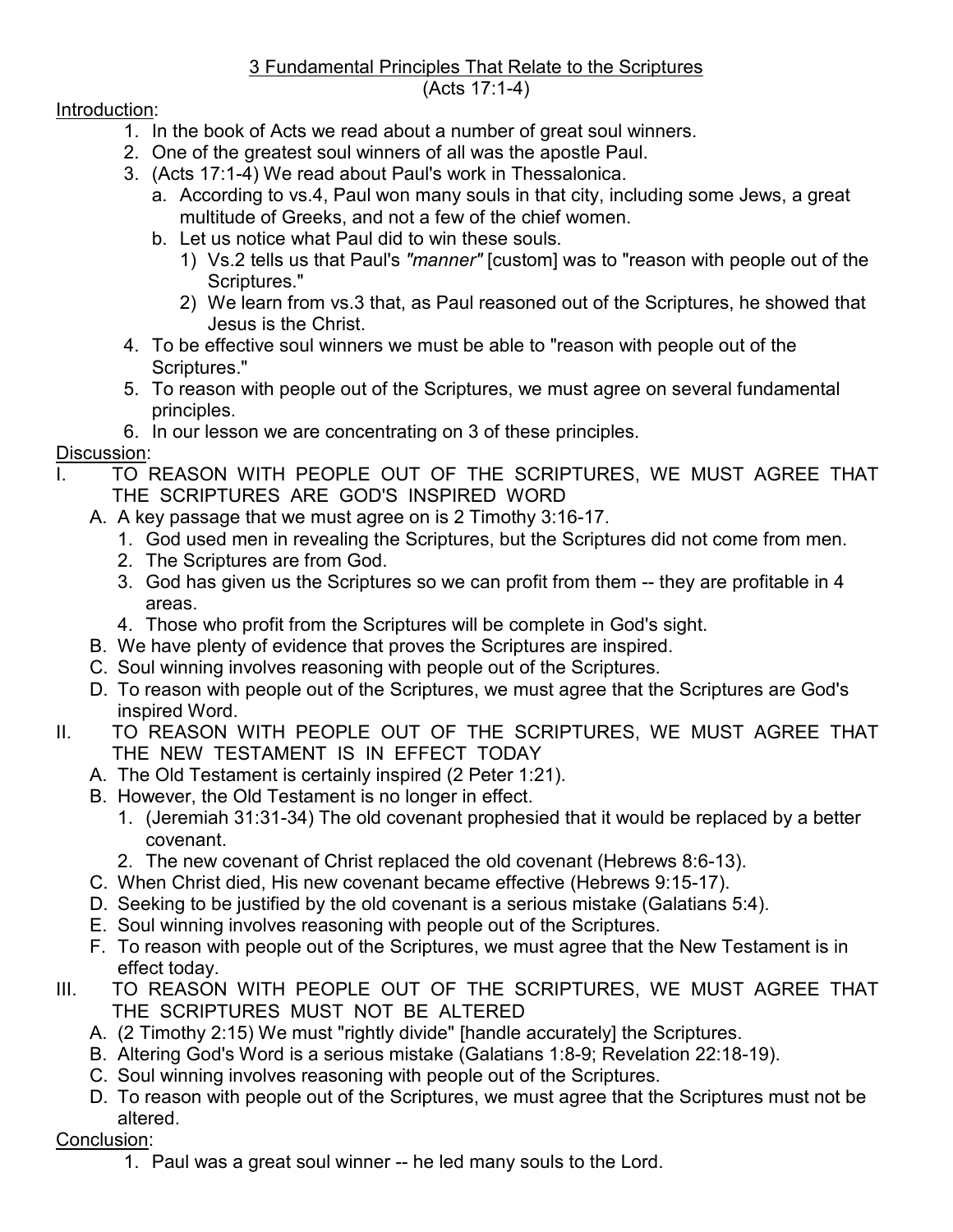# 3 Fundamental Principles That Relate to the Scriptures

(Acts 17:1-4)

Introduction:

1. In the book of Acts we read about a number of great soul winners.
2. One of the greatest soul winners of all was the apostle Paul.
3. (Acts 17:1-4) We read about Paul's work in Thessalonica.
   a. According to vs.4, Paul won many souls in that city, including some Jews, a great multitude of Greeks, and not a few of the chief women.
   b. Let us notice what Paul did to win these souls.
      1) Vs.2 tells us that Paul's *"manner"* [custom] was to "reason with people out of the Scriptures."
      2) We learn from vs.3 that, as Paul reasoned out of the Scriptures, he showed that Jesus is the Christ.
4. To be effective soul winners we must be able to "reason with people out of the Scriptures."
5. To reason with people out of the Scriptures, we must agree on several fundamental principles.
6. In our lesson we are concentrating on 3 of these principles.

Discussion:

I. TO REASON WITH PEOPLE OUT OF THE SCRIPTURES, WE MUST AGREE THAT THE SCRIPTURES ARE GOD'S INSPIRED WORD
   A. A key passage that we must agree on is 2 Timothy 3:16-17.
      1. God used men in revealing the Scriptures, but the Scriptures did not come from men.
      2. The Scriptures are from God.
      3. God has given us the Scriptures so we can profit from them -- they are profitable in 4 areas.
      4. Those who profit from the Scriptures will be complete in God's sight.
   B. We have plenty of evidence that proves the Scriptures are inspired.
   C. Soul winning involves reasoning with people out of the Scriptures.
   D. To reason with people out of the Scriptures, we must agree that the Scriptures are God's inspired Word.

II. TO REASON WITH PEOPLE OUT OF THE SCRIPTURES, WE MUST AGREE THAT THE NEW TESTAMENT IS IN EFFECT TODAY
   A. The Old Testament is certainly inspired (2 Peter 1:21).
   B. However, the Old Testament is no longer in effect.
      1. (Jeremiah 31:31-34) The old covenant prophesied that it would be replaced by a better covenant.
      2. The new covenant of Christ replaced the old covenant (Hebrews 8:6-13).
   C. When Christ died, His new covenant became effective (Hebrews 9:15-17).
   D. Seeking to be justified by the old covenant is a serious mistake (Galatians 5:4).
   E. Soul winning involves reasoning with people out of the Scriptures.
   F. To reason with people out of the Scriptures, we must agree that the New Testament is in effect today.

III. TO REASON WITH PEOPLE OUT OF THE SCRIPTURES, WE MUST AGREE THAT THE SCRIPTURES MUST NOT BE ALTERED
   A. (2 Timothy 2:15) We must "rightly divide" [handle accurately] the Scriptures.
   B. Altering God's Word is a serious mistake (Galatians 1:8-9; Revelation 22:18-19).
   C. Soul winning involves reasoning with people out of the Scriptures.
   D. To reason with people out of the Scriptures, we must agree that the Scriptures must not be altered.

Conclusion:

1. Paul was a great soul winner -- he led many souls to the Lord.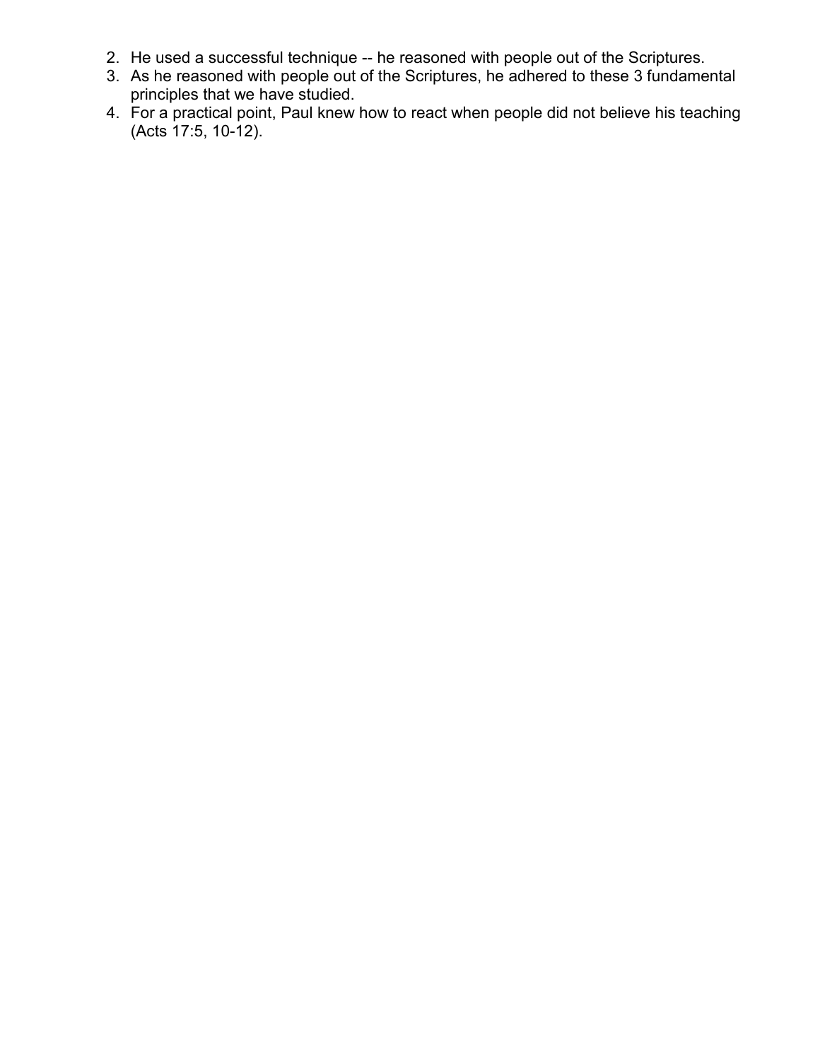2. He used a successful technique -- he reasoned with people out of the Scriptures.
3. As he reasoned with people out of the Scriptures, he adhered to these 3 fundamental principles that we have studied.
4. For a practical point, Paul knew how to react when people did not believe his teaching (Acts 17:5, 10-12).